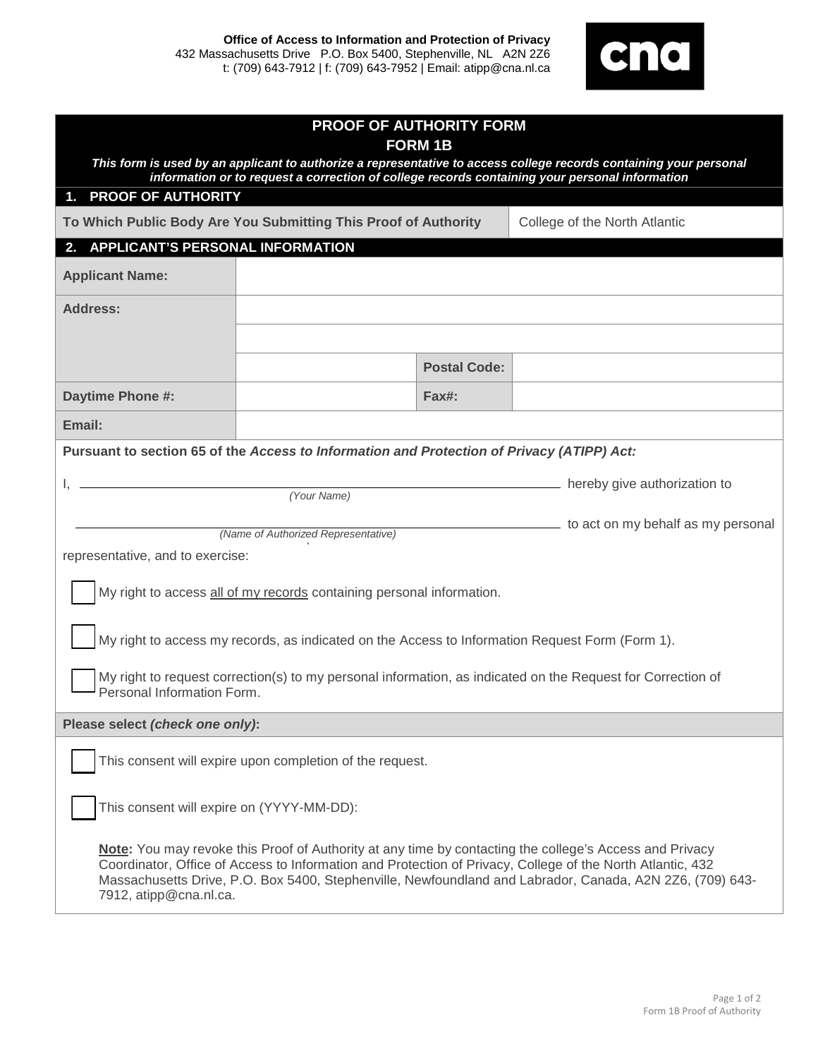**Office of Access to Information and Protection of Privacy**
432 Massachusetts Drive P.O. Box 5400, Stephenville, NL A2N 2Z6
t: (709) 643-7912 | f: (709) 643-7952 | Email: atipp@cna.nl.ca

# PROOF OF AUTHORITY FORM
## FORM 1B

***This form is used by an applicant to authorize a representative to access college records containing your personal information or to request a correction of college records containing your personal information***

### 1. PROOF OF AUTHORITY

| To Which Public Body Are You Submitting This Proof of Authority | College of the North Atlantic |
|---|---|

### 2. APPLICANT'S PERSONAL INFORMATION

| | | | |
|---|---|---|---|
| **Applicant Name:** | | | |
| **Address:** | | | |
| | | | |
| | | **Postal Code:** | |
| **Daytime Phone #:** | | **Fax#:** | |
| **Email:** | | | |

**Pursuant to section 65 of the *Access to Information and Protection of Privacy (ATIPP) Act:***

I, ______________________________ hereby give authorization to
*(Your Name)*

______________________________ to act on my behalf as my personal
*(Name of Authorized Representative)*

representative, and to exercise:

- [ ] My right to access <u>all of my records</u> containing personal information.
- [ ] My right to access my records, as indicated on the Access to Information Request Form (Form 1).
- [ ] My right to request correction(s) to my personal information, as indicated on the Request for Correction of Personal Information Form.

**Please select *(check one only)*:**

- [ ] This consent will expire upon completion of the request.
- [ ] This consent will expire on (YYYY-MM-DD):

**<u>Note</u>:** You may revoke this Proof of Authority at any time by contacting the college's Access and Privacy Coordinator, Office of Access to Information and Protection of Privacy, College of the North Atlantic, 432 Massachusetts Drive, P.O. Box 5400, Stephenville, Newfoundland and Labrador, Canada, A2N 2Z6, (709) 643-7912, atipp@cna.nl.ca.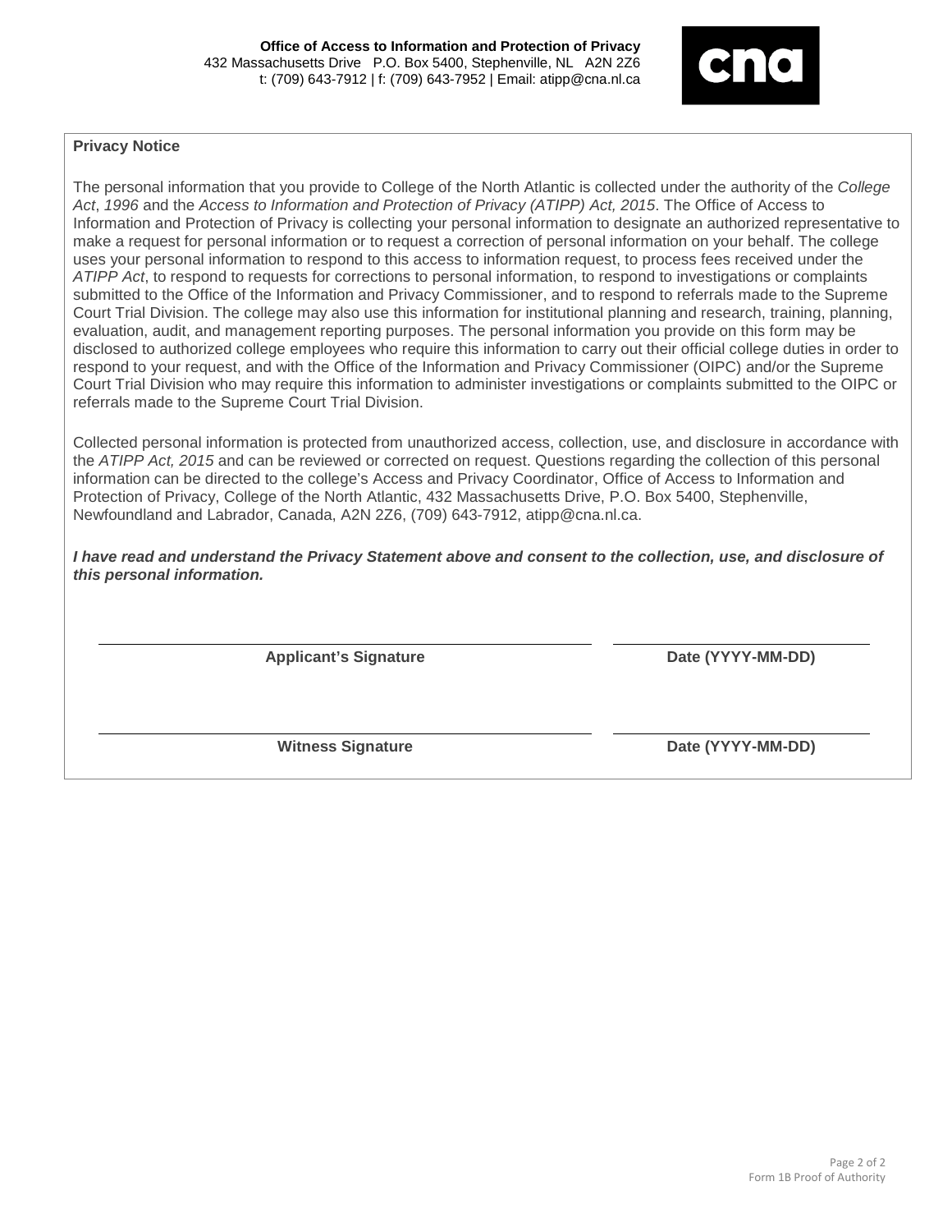**Office of Access to Information and Protection of Privacy**
432 Massachusetts Drive P.O. Box 5400, Stephenville, NL A2N 2Z6
t: (709) 643-7912 | f: (709) 643-7952 | Email: atipp@cna.nl.ca

**Privacy Notice**

The personal information that you provide to College of the North Atlantic is collected under the authority of the *College Act*, *1996* and the *Access to Information and Protection of Privacy (ATIPP) Act, 2015*. The Office of Access to Information and Protection of Privacy is collecting your personal information to designate an authorized representative to make a request for personal information or to request a correction of personal information on your behalf. The college uses your personal information to respond to this access to information request, to process fees received under the *ATIPP Act*, to respond to requests for corrections to personal information, to respond to investigations or complaints submitted to the Office of the Information and Privacy Commissioner, and to respond to referrals made to the Supreme Court Trial Division. The college may also use this information for institutional planning and research, training, planning, evaluation, audit, and management reporting purposes. The personal information you provide on this form may be disclosed to authorized college employees who require this information to carry out their official college duties in order to respond to your request, and with the Office of the Information and Privacy Commissioner (OIPC) and/or the Supreme Court Trial Division who may require this information to administer investigations or complaints submitted to the OIPC or referrals made to the Supreme Court Trial Division.

Collected personal information is protected from unauthorized access, collection, use, and disclosure in accordance with the *ATIPP Act, 2015* and can be reviewed or corrected on request. Questions regarding the collection of this personal information can be directed to the college's Access and Privacy Coordinator, Office of Access to Information and Protection of Privacy, College of the North Atlantic, 432 Massachusetts Drive, P.O. Box 5400, Stephenville, Newfoundland and Labrador, Canada, A2N 2Z6, (709) 643-7912, atipp@cna.nl.ca.

***I have read and understand the Privacy Statement above and consent to the collection, use, and disclosure of this personal information.***

| | |
|---|---|
| **Applicant's Signature** | **Date (YYYY-MM-DD)** |
| **Witness Signature** | **Date (YYYY-MM-DD)** |

Form 1B Proof of Authority